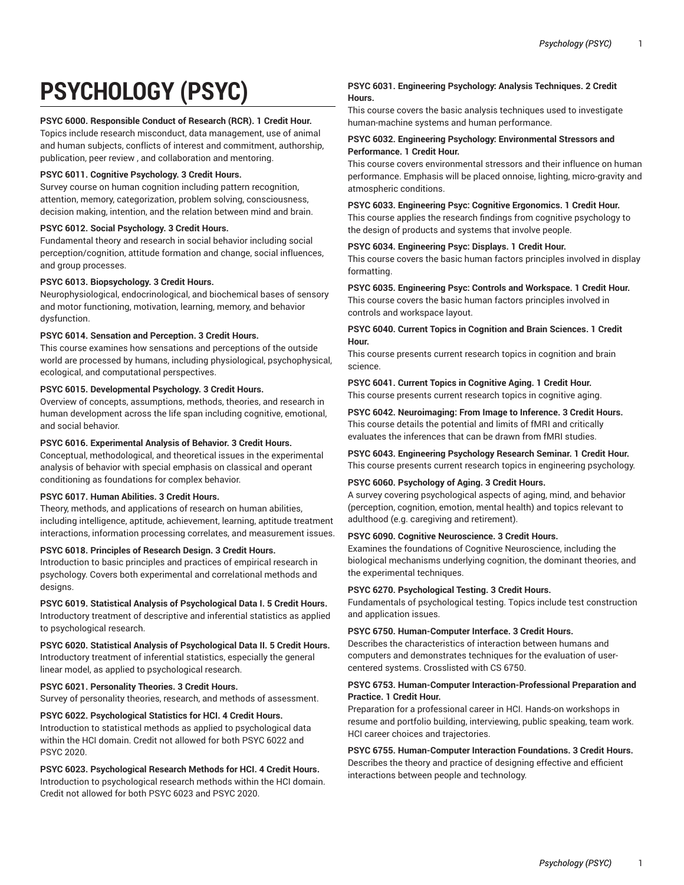# PSYCHOLOGY (PSYC)

**PSYC 6000. Responsible Conduct of Research (RCR). 1 Credit Hour.**
Topics include research misconduct, data management, use of animal and human subjects, conflicts of interest and commitment, authorship, publication, peer review , and collaboration and mentoring.

**PSYC 6011. Cognitive Psychology. 3 Credit Hours.**
Survey course on human cognition including pattern recognition, attention, memory, categorization, problem solving, consciousness, decision making, intention, and the relation between mind and brain.

**PSYC 6012. Social Psychology. 3 Credit Hours.**
Fundamental theory and research in social behavior including social perception/cognition, attitude formation and change, social influences, and group processes.

**PSYC 6013. Biopsychology. 3 Credit Hours.**
Neurophysiological, endocrinological, and biochemical bases of sensory and motor functioning, motivation, learning, memory, and behavior dysfunction.

**PSYC 6014. Sensation and Perception. 3 Credit Hours.**
This course examines how sensations and perceptions of the outside world are processed by humans, including physiological, psychophysical, ecological, and computational perspectives.

**PSYC 6015. Developmental Psychology. 3 Credit Hours.**
Overview of concepts, assumptions, methods, theories, and research in human development across the life span including cognitive, emotional, and social behavior.

**PSYC 6016. Experimental Analysis of Behavior. 3 Credit Hours.**
Conceptual, methodological, and theoretical issues in the experimental analysis of behavior with special emphasis on classical and operant conditioning as foundations for complex behavior.

**PSYC 6017. Human Abilities. 3 Credit Hours.**
Theory, methods, and applications of research on human abilities, including intelligence, aptitude, achievement, learning, aptitude treatment interactions, information processing correlates, and measurement issues.

**PSYC 6018. Principles of Research Design. 3 Credit Hours.**
Introduction to basic principles and practices of empirical research in psychology. Covers both experimental and correlational methods and designs.

**PSYC 6019. Statistical Analysis of Psychological Data I. 5 Credit Hours.**
Introductory treatment of descriptive and inferential statistics as applied to psychological research.

**PSYC 6020. Statistical Analysis of Psychological Data II. 5 Credit Hours.**
Introductory treatment of inferential statistics, especially the general linear model, as applied to psychological research.

**PSYC 6021. Personality Theories. 3 Credit Hours.**
Survey of personality theories, research, and methods of assessment.

**PSYC 6022. Psychological Statistics for HCI. 4 Credit Hours.**
Introduction to statistical methods as applied to psychological data within the HCI domain. Credit not allowed for both PSYC 6022 and PSYC 2020.

**PSYC 6023. Psychological Research Methods for HCI. 4 Credit Hours.**
Introduction to psychological research methods within the HCI domain. Credit not allowed for both PSYC 6023 and PSYC 2020.

**PSYC 6031. Engineering Psychology: Analysis Techniques. 2 Credit Hours.**
This course covers the basic analysis techniques used to investigate human-machine systems and human performance.

**PSYC 6032. Engineering Psychology: Environmental Stressors and Performance. 1 Credit Hour.**
This course covers environmental stressors and their influence on human performance. Emphasis will be placed onnoise, lighting, micro-gravity and atmospheric conditions.

**PSYC 6033. Engineering Psyc: Cognitive Ergonomics. 1 Credit Hour.**
This course applies the research findings from cognitive psychology to the design of products and systems that involve people.

**PSYC 6034. Engineering Psyc: Displays. 1 Credit Hour.**
This course covers the basic human factors principles involved in display formatting.

**PSYC 6035. Engineering Psyc: Controls and Workspace. 1 Credit Hour.**
This course covers the basic human factors principles involved in controls and workspace layout.

**PSYC 6040. Current Topics in Cognition and Brain Sciences. 1 Credit Hour.**
This course presents current research topics in cognition and brain science.

**PSYC 6041. Current Topics in Cognitive Aging. 1 Credit Hour.**
This course presents current research topics in cognitive aging.

**PSYC 6042. Neuroimaging: From Image to Inference. 3 Credit Hours.**
This course details the potential and limits of fMRI and critically evaluates the inferences that can be drawn from fMRI studies.

**PSYC 6043. Engineering Psychology Research Seminar. 1 Credit Hour.**
This course presents current research topics in engineering psychology.

**PSYC 6060. Psychology of Aging. 3 Credit Hours.**
A survey covering psychological aspects of aging, mind, and behavior (perception, cognition, emotion, mental health) and topics relevant to adulthood (e.g. caregiving and retirement).

**PSYC 6090. Cognitive Neuroscience. 3 Credit Hours.**
Examines the foundations of Cognitive Neuroscience, including the biological mechanisms underlying cognition, the dominant theories, and the experimental techniques.

**PSYC 6270. Psychological Testing. 3 Credit Hours.**
Fundamentals of psychological testing. Topics include test construction and application issues.

**PSYC 6750. Human-Computer Interface. 3 Credit Hours.**
Describes the characteristics of interaction between humans and computers and demonstrates techniques for the evaluation of user-centered systems. Crosslisted with CS 6750.

**PSYC 6753. Human-Computer Interaction-Professional Preparation and Practice. 1 Credit Hour.**
Preparation for a professional career in HCI. Hands-on workshops in resume and portfolio building, interviewing, public speaking, team work. HCI career choices and trajectories.

**PSYC 6755. Human-Computer Interaction Foundations. 3 Credit Hours.**
Describes the theory and practice of designing effective and efficient interactions between people and technology.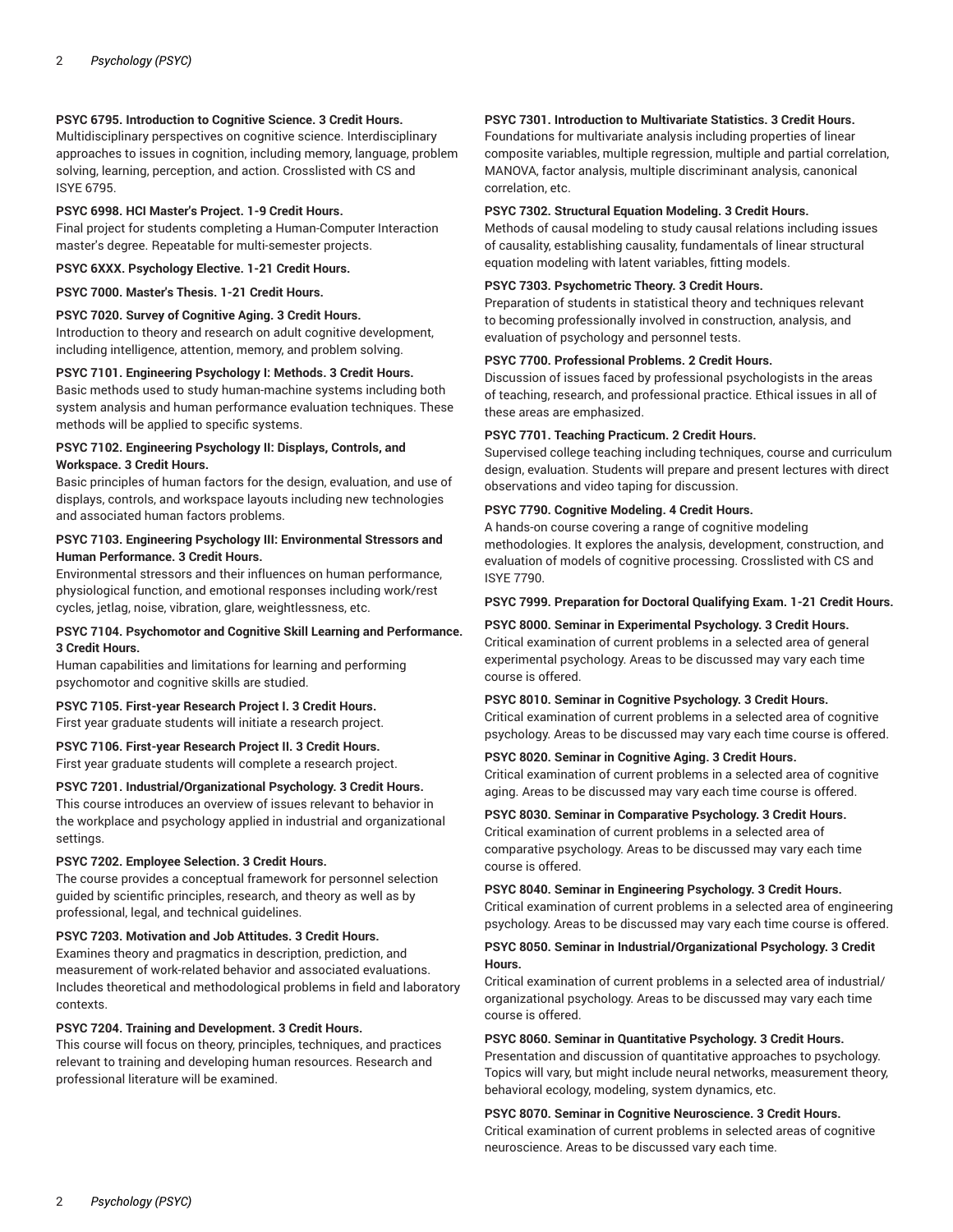**PSYC 6795. Introduction to Cognitive Science. 3 Credit Hours.**
Multidisciplinary perspectives on cognitive science. Interdisciplinary approaches to issues in cognition, including memory, language, problem solving, learning, perception, and action. Crosslisted with CS and ISYE 6795.

**PSYC 6998. HCI Master's Project. 1-9 Credit Hours.**
Final project for students completing a Human-Computer Interaction master's degree. Repeatable for multi-semester projects.

**PSYC 6XXX. Psychology Elective. 1-21 Credit Hours.**

**PSYC 7000. Master's Thesis. 1-21 Credit Hours.**

**PSYC 7020. Survey of Cognitive Aging. 3 Credit Hours.**
Introduction to theory and research on adult cognitive development, including intelligence, attention, memory, and problem solving.

**PSYC 7101. Engineering Psychology I: Methods. 3 Credit Hours.**
Basic methods used to study human-machine systems including both system analysis and human performance evaluation techniques. These methods will be applied to specific systems.

**PSYC 7102. Engineering Psychology II: Displays, Controls, and Workspace. 3 Credit Hours.**
Basic principles of human factors for the design, evaluation, and use of displays, controls, and workspace layouts including new technologies and associated human factors problems.

**PSYC 7103. Engineering Psychology III: Environmental Stressors and Human Performance. 3 Credit Hours.**
Environmental stressors and their influences on human performance, physiological function, and emotional responses including work/rest cycles, jetlag, noise, vibration, glare, weightlessness, etc.

**PSYC 7104. Psychomotor and Cognitive Skill Learning and Performance. 3 Credit Hours.**
Human capabilities and limitations for learning and performing psychomotor and cognitive skills are studied.

**PSYC 7105. First-year Research Project I. 3 Credit Hours.**
First year graduate students will initiate a research project.

**PSYC 7106. First-year Research Project II. 3 Credit Hours.**
First year graduate students will complete a research project.

**PSYC 7201. Industrial/Organizational Psychology. 3 Credit Hours.**
This course introduces an overview of issues relevant to behavior in the workplace and psychology applied in industrial and organizational settings.

**PSYC 7202. Employee Selection. 3 Credit Hours.**
The course provides a conceptual framework for personnel selection guided by scientific principles, research, and theory as well as by professional, legal, and technical guidelines.

**PSYC 7203. Motivation and Job Attitudes. 3 Credit Hours.**
Examines theory and pragmatics in description, prediction, and measurement of work-related behavior and associated evaluations. Includes theoretical and methodological problems in field and laboratory contexts.

**PSYC 7204. Training and Development. 3 Credit Hours.**
This course will focus on theory, principles, techniques, and practices relevant to training and developing human resources. Research and professional literature will be examined.

**PSYC 7301. Introduction to Multivariate Statistics. 3 Credit Hours.**
Foundations for multivariate analysis including properties of linear composite variables, multiple regression, multiple and partial correlation, MANOVA, factor analysis, multiple discriminant analysis, canonical correlation, etc.

**PSYC 7302. Structural Equation Modeling. 3 Credit Hours.**
Methods of causal modeling to study causal relations including issues of causality, establishing causality, fundamentals of linear structural equation modeling with latent variables, fitting models.

**PSYC 7303. Psychometric Theory. 3 Credit Hours.**
Preparation of students in statistical theory and techniques relevant to becoming professionally involved in construction, analysis, and evaluation of psychology and personnel tests.

**PSYC 7700. Professional Problems. 2 Credit Hours.**
Discussion of issues faced by professional psychologists in the areas of teaching, research, and professional practice. Ethical issues in all of these areas are emphasized.

**PSYC 7701. Teaching Practicum. 2 Credit Hours.**
Supervised college teaching including techniques, course and curriculum design, evaluation. Students will prepare and present lectures with direct observations and video taping for discussion.

**PSYC 7790. Cognitive Modeling. 4 Credit Hours.**
A hands-on course covering a range of cognitive modeling methodologies. It explores the analysis, development, construction, and evaluation of models of cognitive processing. Crosslisted with CS and ISYE 7790.

**PSYC 7999. Preparation for Doctoral Qualifying Exam. 1-21 Credit Hours.**

**PSYC 8000. Seminar in Experimental Psychology. 3 Credit Hours.**
Critical examination of current problems in a selected area of general experimental psychology. Areas to be discussed may vary each time course is offered.

**PSYC 8010. Seminar in Cognitive Psychology. 3 Credit Hours.**
Critical examination of current problems in a selected area of cognitive psychology. Areas to be discussed may vary each time course is offered.

**PSYC 8020. Seminar in Cognitive Aging. 3 Credit Hours.**
Critical examination of current problems in a selected area of cognitive aging. Areas to be discussed may vary each time course is offered.

**PSYC 8030. Seminar in Comparative Psychology. 3 Credit Hours.**
Critical examination of current problems in a selected area of comparative psychology. Areas to be discussed may vary each time course is offered.

**PSYC 8040. Seminar in Engineering Psychology. 3 Credit Hours.**
Critical examination of current problems in a selected area of engineering psychology. Areas to be discussed may vary each time course is offered.

**PSYC 8050. Seminar in Industrial/Organizational Psychology. 3 Credit Hours.**
Critical examination of current problems in a selected area of industrial/organizational psychology. Areas to be discussed may vary each time course is offered.

**PSYC 8060. Seminar in Quantitative Psychology. 3 Credit Hours.**
Presentation and discussion of quantitative approaches to psychology. Topics will vary, but might include neural networks, measurement theory, behavioral ecology, modeling, system dynamics, etc.

**PSYC 8070. Seminar in Cognitive Neuroscience. 3 Credit Hours.**
Critical examination of current problems in selected areas of cognitive neuroscience. Areas to be discussed vary each time.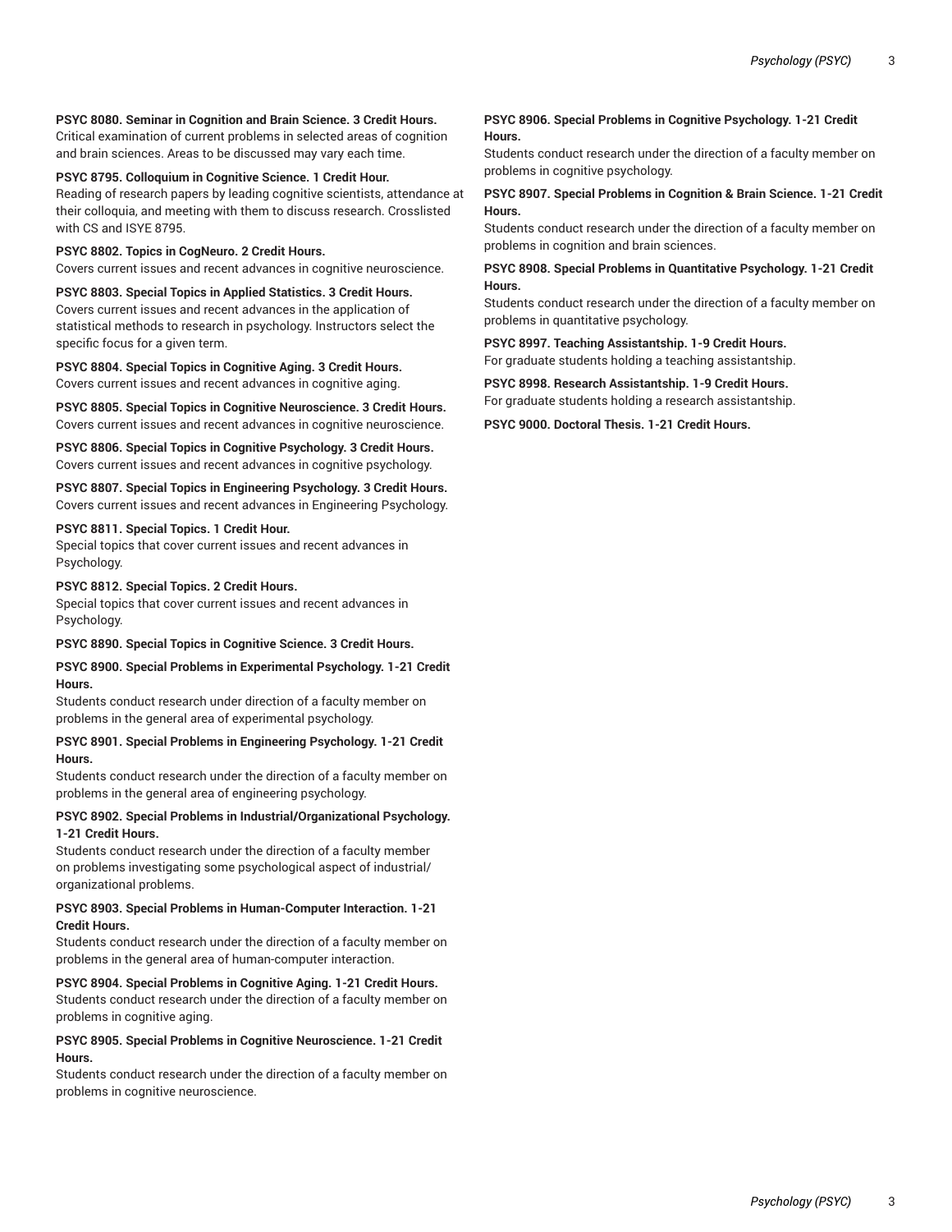**PSYC 8080. Seminar in Cognition and Brain Science. 3 Credit Hours.**
Critical examination of current problems in selected areas of cognition and brain sciences. Areas to be discussed may vary each time.

**PSYC 8795. Colloquium in Cognitive Science. 1 Credit Hour.**
Reading of research papers by leading cognitive scientists, attendance at their colloquia, and meeting with them to discuss research. Crosslisted with CS and ISYE 8795.

**PSYC 8802. Topics in CogNeuro. 2 Credit Hours.**
Covers current issues and recent advances in cognitive neuroscience.

**PSYC 8803. Special Topics in Applied Statistics. 3 Credit Hours.**
Covers current issues and recent advances in the application of statistical methods to research in psychology. Instructors select the specific focus for a given term.

**PSYC 8804. Special Topics in Cognitive Aging. 3 Credit Hours.**
Covers current issues and recent advances in cognitive aging.

**PSYC 8805. Special Topics in Cognitive Neuroscience. 3 Credit Hours.**
Covers current issues and recent advances in cognitive neuroscience.

**PSYC 8806. Special Topics in Cognitive Psychology. 3 Credit Hours.**
Covers current issues and recent advances in cognitive psychology.

**PSYC 8807. Special Topics in Engineering Psychology. 3 Credit Hours.**
Covers current issues and recent advances in Engineering Psychology.

**PSYC 8811. Special Topics. 1 Credit Hour.**
Special topics that cover current issues and recent advances in Psychology.

**PSYC 8812. Special Topics. 2 Credit Hours.**
Special topics that cover current issues and recent advances in Psychology.

**PSYC 8890. Special Topics in Cognitive Science. 3 Credit Hours.**

**PSYC 8900. Special Problems in Experimental Psychology. 1-21 Credit Hours.**
Students conduct research under direction of a faculty member on problems in the general area of experimental psychology.

**PSYC 8901. Special Problems in Engineering Psychology. 1-21 Credit Hours.**
Students conduct research under the direction of a faculty member on problems in the general area of engineering psychology.

**PSYC 8902. Special Problems in Industrial/Organizational Psychology. 1-21 Credit Hours.**
Students conduct research under the direction of a faculty member on problems investigating some psychological aspect of industrial/organizational problems.

**PSYC 8903. Special Problems in Human-Computer Interaction. 1-21 Credit Hours.**
Students conduct research under the direction of a faculty member on problems in the general area of human-computer interaction.

**PSYC 8904. Special Problems in Cognitive Aging. 1-21 Credit Hours.**
Students conduct research under the direction of a faculty member on problems in cognitive aging.

**PSYC 8905. Special Problems in Cognitive Neuroscience. 1-21 Credit Hours.**
Students conduct research under the direction of a faculty member on problems in cognitive neuroscience.

**PSYC 8906. Special Problems in Cognitive Psychology. 1-21 Credit Hours.**
Students conduct research under the direction of a faculty member on problems in cognitive psychology.

**PSYC 8907. Special Problems in Cognition & Brain Science. 1-21 Credit Hours.**
Students conduct research under the direction of a faculty member on problems in cognition and brain sciences.

**PSYC 8908. Special Problems in Quantitative Psychology. 1-21 Credit Hours.**
Students conduct research under the direction of a faculty member on problems in quantitative psychology.

**PSYC 8997. Teaching Assistantship. 1-9 Credit Hours.**
For graduate students holding a teaching assistantship.

**PSYC 8998. Research Assistantship. 1-9 Credit Hours.**
For graduate students holding a research assistantship.

**PSYC 9000. Doctoral Thesis. 1-21 Credit Hours.**